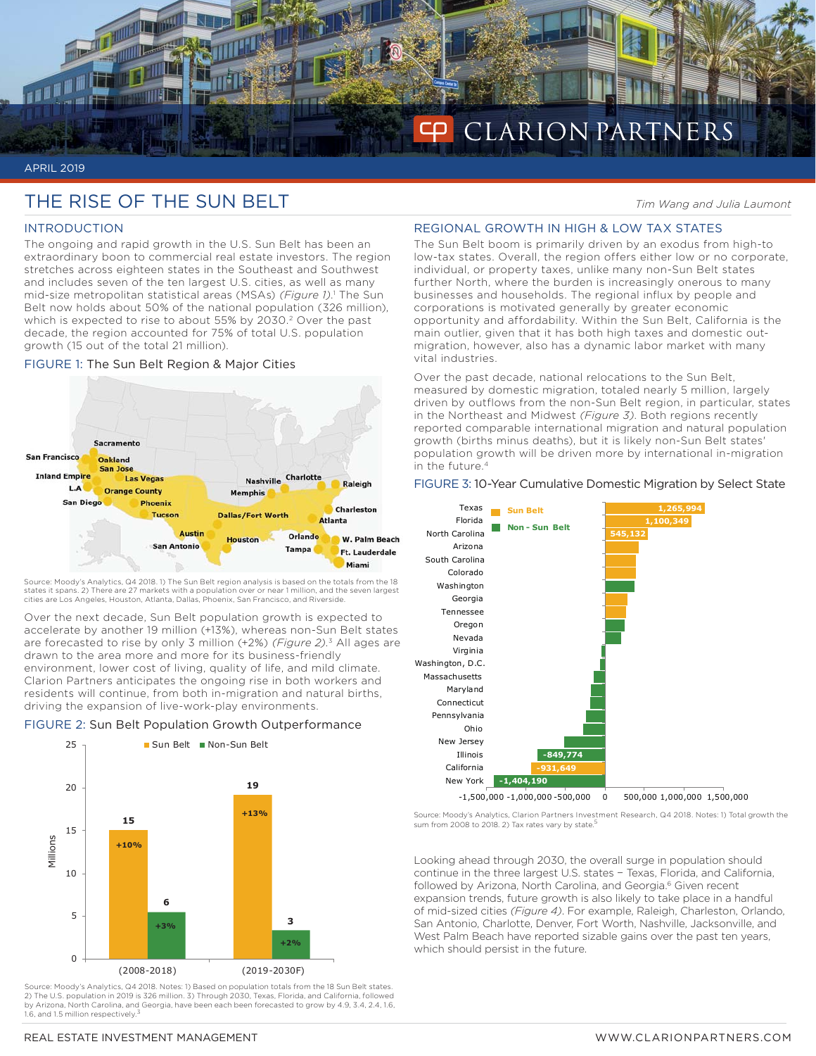APRIL 2019

# THE RISE OF THE SUN BELT

*Tim Wang and Julia Laumont*

## INTRODUCTION

The ongoing and rapid growth in the U.S. Sun Belt has been an extraordinary boon to commercial real estate investors. The region stretches across eighteen states in the Southeast and Southwest and includes seven of the ten largest U.S. cities, as well as many mid-size metropolitan statistical areas (MSAs) *(Figure 1)*.[1] The Sun Belt now holds about 50% of the national population (326 million), which is expected to rise to about 55% by 2030.[2] Over the past decade, the region accounted for 75% of total U.S. population growth (15 out of the total 21 million).

FIGURE 1: The Sun Belt Region & Major Cities

Source: Moody's Analytics, Q4 2018. 1) The Sun Belt region analysis is based on the totals from the 18 states it spans. 2) There are 27 markets with a population over or near 1 million, and the seven largest cities are Los Angeles, Houston, Atlanta, Dallas, Phoenix, San Francisco, and Riverside.

Over the next decade, Sun Belt population growth is expected to accelerate by another 19 million (+13%), whereas non-Sun Belt states are forecasted to rise by only 3 million (+2%) *(Figure 2)*.[3] All ages are drawn to the area more and more for its business-friendly environment, lower cost of living, quality of life, and mild climate. Clarion Partners anticipates the ongoing rise in both workers and residents will continue, from both in-migration and natural births, driving the expansion of live-work-play environments.

FIGURE 2: Sun Belt Population Growth Outperformance

| Period | Sun Belt (Millions) | Non-Sun Belt (Millions) |
|---|---|---|
| (2008-2018) | 15 (+10%) | 6 (+3%) |
| (2019-2030F) | 19 (+13%) | 3 (+2%) |

Source: Moody's Analytics, Q4 2018. Notes: 1) Based on population totals from the 18 Sun Belt states. 2) The U.S. population in 2019 is 326 million. 3) Through 2030, Texas, Florida, and California, followed by Arizona, North Carolina, and Georgia, have been each been forecasted to grow by 4.9, 3.4, 2.4, 1.6, 1.6, and 1.5 million respectively.[3]

## REGIONAL GROWTH IN HIGH & LOW TAX STATES

The Sun Belt boom is primarily driven by an exodus from high-to low-tax states. Overall, the region offers either low or no corporate, individual, or property taxes, unlike many non-Sun Belt states further North, where the burden is increasingly onerous to many businesses and households. The regional influx by people and corporations is motivated generally by greater economic opportunity and affordability. Within the Sun Belt, California is the main outlier, given that it has both high taxes and domestic out-migration, however, also has a dynamic labor market with many vital industries.

Over the past decade, national relocations to the Sun Belt, measured by domestic migration, totaled nearly 5 million, largely driven by outflows from the non-Sun Belt region, in particular, states in the Northeast and Midwest *(Figure 3)*. Both regions recently reported comparable international migration and natural population growth (births minus deaths), but it is likely non-Sun Belt states' population growth will be driven more by international in-migration in the future.[4]

FIGURE 3: 10-Year Cumulative Domestic Migration by Select State

| State | Region | Domestic Migration |
|---|---|---|
| Texas | Sun Belt | 1,265,994 |
| Florida | Sun Belt | 1,100,349 |
| North Carolina | Sun Belt | 545,132 |
| Arizona | Sun Belt | |
| South Carolina | Sun Belt | |
| Colorado | Sun Belt | |
| Washington | Non-Sun Belt | |
| Georgia | Sun Belt | |
| Tennessee | Sun Belt | |
| Oregon | Non-Sun Belt | |
| Nevada | Non-Sun Belt | |
| Virginia | Non-Sun Belt | |
| Washington, D.C. | Non-Sun Belt | |
| Massachusetts | Non-Sun Belt | |
| Maryland | Non-Sun Belt | |
| Connecticut | Non-Sun Belt | |
| Pennsylvania | Non-Sun Belt | |
| Ohio | Non-Sun Belt | |
| New Jersey | Non-Sun Belt | |
| Illinois | Non-Sun Belt | -849,774 |
| California | Sun Belt | -931,649 |
| New York | Non-Sun Belt | -1,404,190 |

Source: Moody's Analytics, Clarion Partners Investment Research, Q4 2018. Notes: 1) Total growth the sum from 2008 to 2018. 2) Tax rates vary by state.[5]

Looking ahead through 2030, the overall surge in population should continue in the three largest U.S. states – Texas, Florida, and California, followed by Arizona, North Carolina, and Georgia.[6] Given recent expansion trends, future growth is also likely to take place in a handful of mid-sized cities *(Figure 4)*. For example, Raleigh, Charleston, Orlando, San Antonio, Charlotte, Denver, Fort Worth, Nashville, Jacksonville, and West Palm Beach have reported sizable gains over the past ten years, which should persist in the future.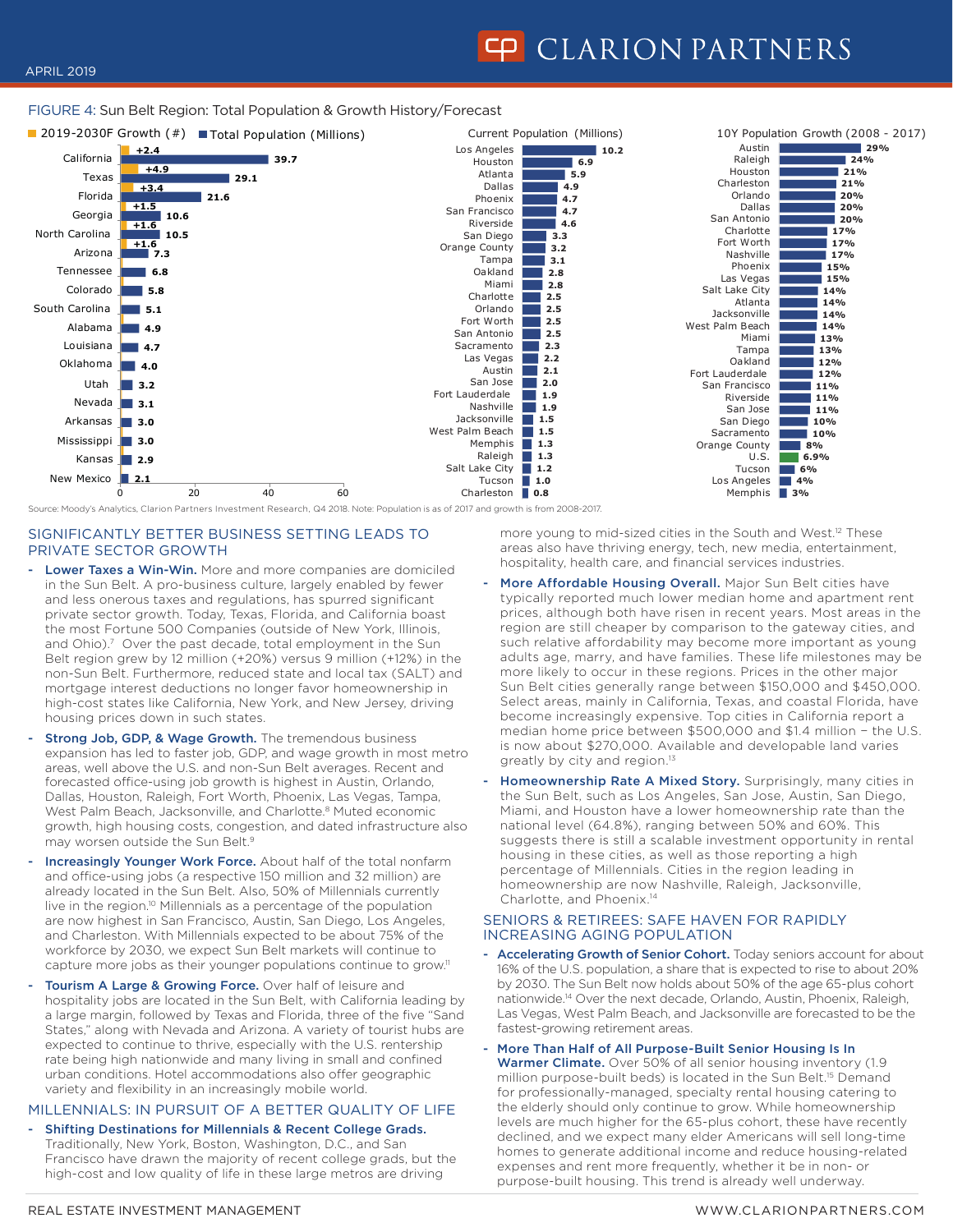FIGURE 4: Sun Belt Region: Total Population & Growth History/Forecast

| State | 2019-2030F Growth (#) | Total Population (Millions) |
|---|---|---|
| California | +2.4 | 39.7 |
| Texas | +4.9 | 29.1 |
| Florida | +3.4 | 21.6 |
| Georgia | +1.5 | 10.6 |
| North Carolina | +1.6 | 10.5 |
| Arizona | +1.6 | 7.3 |
| Tennessee | | 6.8 |
| Colorado | | 5.8 |
| South Carolina | | 5.1 |
| Alabama | | 4.9 |
| Louisiana | | 4.7 |
| Oklahoma | | 4.0 |
| Utah | | 3.2 |
| Nevada | | 3.1 |
| Arkansas | | 3.0 |
| Mississippi | | 3.0 |
| Kansas | | 2.9 |
| New Mexico | | 2.1 |

| City | Current Population (Millions) |
|---|---|
| Los Angeles | 10.2 |
| Houston | 6.9 |
| Atlanta | 5.9 |
| Dallas | 4.9 |
| Phoenix | 4.7 |
| San Francisco | 4.7 |
| Riverside | 4.6 |
| San Diego | 3.3 |
| Orange County | 3.2 |
| Tampa | 3.1 |
| Oakland | 2.8 |
| Miami | 2.8 |
| Charlotte | 2.5 |
| Orlando | 2.5 |
| Fort Worth | 2.5 |
| San Antonio | 2.5 |
| Sacramento | 2.3 |
| Las Vegas | 2.2 |
| Austin | 2.1 |
| San Jose | 2.0 |
| Fort Lauderdale | 1.9 |
| Nashville | 1.9 |
| Jacksonville | 1.5 |
| West Palm Beach | 1.5 |
| Memphis | 1.3 |
| Raleigh | 1.3 |
| Salt Lake City | 1.2 |
| Tucson | 1.0 |
| Charleston | 0.8 |

| City | 10Y Population Growth (2008 - 2017) |
|---|---|
| Austin | 29% |
| Raleigh | 24% |
| Houston | 21% |
| Charleston | 21% |
| Orlando | 20% |
| Dallas | 20% |
| San Antonio | 20% |
| Charlotte | 17% |
| Fort Worth | 17% |
| Nashville | 17% |
| Phoenix | 15% |
| Las Vegas | 15% |
| Salt Lake City | 14% |
| Atlanta | 14% |
| Jacksonville | 14% |
| West Palm Beach | 14% |
| Miami | 13% |
| Tampa | 13% |
| Oakland | 12% |
| Fort Lauderdale | 12% |
| San Francisco | 11% |
| Riverside | 11% |
| San Jose | 11% |
| San Diego | 10% |
| Sacramento | 10% |
| Orange County | 8% |
| U.S. | 6.9% |
| Tucson | 6% |
| Los Angeles | 4% |
| Memphis | 3% |

Source: Moody's Analytics, Clarion Partners Investment Research, Q4 2018. Note: Population is as of 2017 and growth is from 2008-2017.

## SIGNIFICANTLY BETTER BUSINESS SETTING LEADS TO PRIVATE SECTOR GROWTH

- **Lower Taxes a Win-Win.** More and more companies are domiciled in the Sun Belt. A pro-business culture, largely enabled by fewer and less onerous taxes and regulations, has spurred significant private sector growth. Today, Texas, Florida, and California boast the most Fortune 500 Companies (outside of New York, Illinois, and Ohio).[7] Over the past decade, total employment in the Sun Belt region grew by 12 million (+20%) versus 9 million (+12%) in the non-Sun Belt. Furthermore, reduced state and local tax (SALT) and mortgage interest deductions no longer favor homeownership in high-cost states like California, New York, and New Jersey, driving housing prices down in such states.
- **Strong Job, GDP, & Wage Growth.** The tremendous business expansion has led to faster job, GDP, and wage growth in most metro areas, well above the U.S. and non-Sun Belt averages. Recent and forecasted office-using job growth is highest in Austin, Orlando, Dallas, Houston, Raleigh, Fort Worth, Phoenix, Las Vegas, Tampa, West Palm Beach, Jacksonville, and Charlotte.[8] Muted economic growth, high housing costs, congestion, and dated infrastructure also may worsen outside the Sun Belt.[9]
- **Increasingly Younger Work Force.** About half of the total nonfarm and office-using jobs (a respective 150 million and 32 million) are already located in the Sun Belt. Also, 50% of Millennials currently live in the region.[10] Millennials as a percentage of the population are now highest in San Francisco, Austin, San Diego, Los Angeles, and Charleston. With Millennials expected to be about 75% of the workforce by 2030, we expect Sun Belt markets will continue to capture more jobs as their younger populations continue to grow.[11]
- **Tourism A Large & Growing Force.** Over half of leisure and hospitality jobs are located in the Sun Belt, with California leading by a large margin, followed by Texas and Florida, three of the five "Sand States," along with Nevada and Arizona. A variety of tourist hubs are expected to continue to thrive, especially with the U.S. rentership rate being high nationwide and many living in small and confined urban conditions. Hotel accommodations also offer geographic variety and flexibility in an increasingly mobile world.

## MILLENNIALS: IN PURSUIT OF A BETTER QUALITY OF LIFE

- **Shifting Destinations for Millennials & Recent College Grads.** Traditionally, New York, Boston, Washington, D.C., and San Francisco have drawn the majority of recent college grads, but the high-cost and low quality of life in these large metros are driving more young to mid-sized cities in the South and West.[12] These areas also have thriving energy, tech, new media, entertainment, hospitality, health care, and financial services industries.
- **More Affordable Housing Overall.** Major Sun Belt cities have typically reported much lower median home and apartment rent prices, although both have risen in recent years. Most areas in the region are still cheaper by comparison to the gateway cities, and such relative affordability may become more important as young adults age, marry, and have families. These life milestones may be more likely to occur in these regions. Prices in the other major Sun Belt cities generally range between $150,000 and $450,000. Select areas, mainly in California, Texas, and coastal Florida, have become increasingly expensive. Top cities in California report a median home price between $500,000 and $1.4 million – the U.S. is now about $270,000. Available and developable land varies greatly by city and region.[13]
- **Homeownership Rate A Mixed Story.** Surprisingly, many cities in the Sun Belt, such as Los Angeles, San Jose, Austin, San Diego, Miami, and Houston have a lower homeownership rate than the national level (64.8%), ranging between 50% and 60%. This suggests there is still a scalable investment opportunity in rental housing in these cities, as well as those reporting a high percentage of Millennials. Cities in the region leading in homeownership are now Nashville, Raleigh, Jacksonville, Charlotte, and Phoenix.[14]

## SENIORS & RETIREES: SAFE HAVEN FOR RAPIDLY INCREASING AGING POPULATION

- **Accelerating Growth of Senior Cohort.** Today seniors account for about 16% of the U.S. population, a share that is expected to rise to about 20% by 2030. The Sun Belt now holds about 50% of the age 65-plus cohort nationwide.[14] Over the next decade, Orlando, Austin, Phoenix, Raleigh, Las Vegas, West Palm Beach, and Jacksonville are forecasted to be the fastest-growing retirement areas.
- **More Than Half of All Purpose-Built Senior Housing Is In Warmer Climate.** Over 50% of all senior housing inventory (1.9 million purpose-built beds) is located in the Sun Belt.[15] Demand for professionally-managed, specialty rental housing catering to the elderly should only continue to grow. While homeownership levels are much higher for the 65-plus cohort, these have recently declined, and we expect many elder Americans will sell long-time homes to generate additional income and reduce housing-related expenses and rent more frequently, whether it be in non- or purpose-built housing. This trend is already well underway.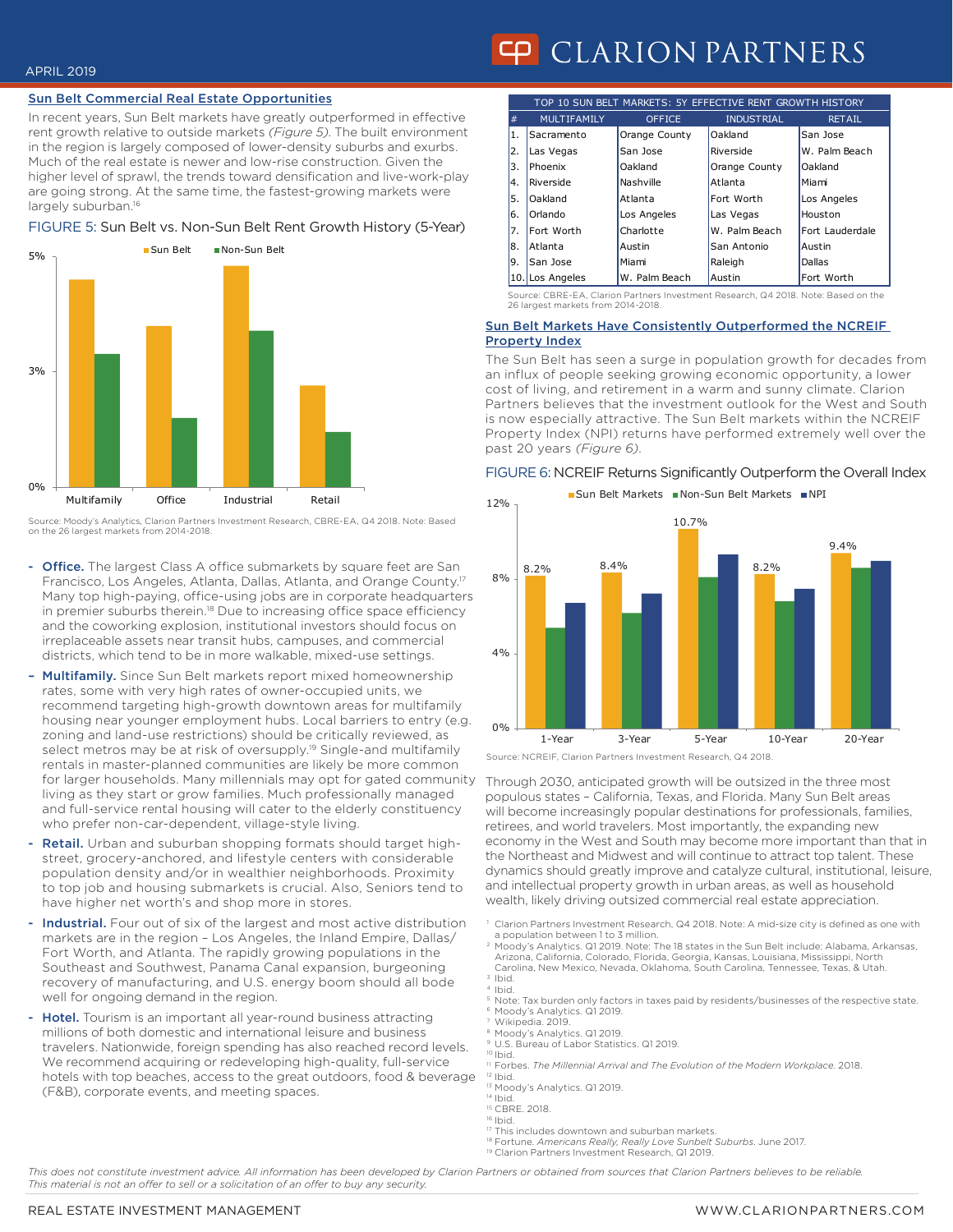## Sun Belt Commercial Real Estate Opportunities

In recent years, Sun Belt markets have greatly outperformed in effective rent growth relative to outside markets *(Figure 5)*. The built environment in the region is largely composed of lower-density suburbs and exurbs. Much of the real estate is newer and low-rise construction. Given the higher level of sprawl, the trends toward densification and live-work-play are going strong. At the same time, the fastest-growing markets were largely suburban.[16]

FIGURE 5: Sun Belt vs. Non-Sun Belt Rent Growth History (5-Year)

Sun Belt
Non-Sun Belt
5%
3%
0%
Multifamily
Office
Industrial
Retail

Source: Moody's Analytics, Clarion Partners Investment Research, CBRE-EA, Q4 2018. Note: Based on the 26 largest markets from 2014-2018.

- **Office.** The largest Class A office submarkets by square feet are San Francisco, Los Angeles, Atlanta, Dallas, and Orange County.[17] Many top high-paying, office-using jobs are in corporate headquarters in premier suburbs therein.[18] Due to increasing office space efficiency and the coworking explosion, institutional investors should focus on irreplaceable assets near transit hubs, campuses, and commercial districts, which tend to be in more walkable, mixed-use settings.
- **Multifamily.** Since Sun Belt markets report mixed homeownership rates, some with very high rates of owner-occupied units, we recommend targeting high-growth downtown areas for multifamily housing near younger employment hubs. Local barriers to entry (e.g. zoning and land-use restrictions) should be critically reviewed, as select metros may be at risk of oversupply.[19] Single-and multifamily rentals in master-planned communities are likely be more common for larger households. Many millennials may opt for gated community living as they start or grow families. Much professionally managed and full-service rental housing will cater to the elderly constituency who prefer non-car-dependent, village-style living.
- **Retail.** Urban and suburban shopping formats should target high-street, grocery-anchored, and lifestyle centers with considerable population density and/or in wealthier neighborhoods. Proximity to top job and housing submarkets is crucial. Also, Seniors tend to have higher net worth's and shop more in stores.
- **Industrial.** Four out of six of the largest and most active distribution markets are in the region – Los Angeles, the Inland Empire, Dallas/Fort Worth, and Atlanta. The rapidly growing populations in the Southeast and Southwest, Panama Canal expansion, burgeoning recovery of manufacturing, and U.S. energy boom should all bode well for ongoing demand in the region.
- **Hotel.** Tourism is an important all year-round business attracting millions of both domestic and international leisure and business travelers. Nationwide, foreign spending has also reached record levels. We recommend acquiring or redeveloping high-quality, full-service hotels with top beaches, access to the great outdoors, food & beverage (F&B), corporate events, and meeting spaces.

TOP 10 SUN BELT MARKETS: 5Y EFFECTIVE RENT GROWTH HISTORY

| # | MULTIFAMILY | OFFICE | INDUSTRIAL | RETAIL |
|---|---|---|---|---|
| 1. | Sacramento | Orange County | Oakland | San Jose |
| 2. | Las Vegas | San Jose | Riverside | W. Palm Beach |
| 3. | Phoenix | Oakland | Orange County | Oakland |
| 4. | Riverside | Nashville | Atlanta | Miami |
| 5. | Oakland | Atlanta | Fort Worth | Los Angeles |
| 6. | Orlando | Los Angeles | Las Vegas | Houston |
| 7. | Fort Worth | Charlotte | W. Palm Beach | Fort Lauderdale |
| 8. | Atlanta | Austin | San Antonio | Austin |
| 9. | San Jose | Miami | Raleigh | Dallas |
| 10. | Los Angeles | W. Palm Beach | Austin | Fort Worth |

Source: CBRE-EA, Clarion Partners Investment Research, Q4 2018. Note: Based on the 26 largest markets from 2014-2018.

## Sun Belt Markets Have Consistently Outperformed the NCREIF Property Index

The Sun Belt has seen a surge in population growth for decades from an influx of people seeking growing economic opportunity, a lower cost of living, and retirement in a warm and sunny climate. Clarion Partners believes that the investment outlook for the West and South is now especially attractive. The Sun Belt markets within the NCREIF Property Index (NPI) returns have performed extremely well over the past 20 years *(Figure 6)*.

FIGURE 6: NCREIF Returns Significantly Outperform the Overall Index

Sun Belt Markets
Non-Sun Belt Markets
NPI
12%
8%
4%
0%
8.2%
8.4%
10.7%
8.2%
9.4%
1-Year
3-Year
5-Year
10-Year
20-Year

Source: NCREIF, Clarion Partners Investment Research, Q4 2018.

Through 2030, anticipated growth will be outsized in the three most populous states – California, Texas, and Florida. Many Sun Belt areas will become increasingly popular destinations for professionals, families, retirees, and world travelers. Most importantly, the expanding new economy in the West and South may become more important than that in the Northeast and Midwest and will continue to attract top talent. These dynamics should greatly improve and catalyze cultural, institutional, leisure, and intellectual property growth in urban areas, as well as household wealth, likely driving outsized commercial real estate appreciation.

1. Clarion Partners Investment Research, Q4 2018. Note: A mid-size city is defined as one with a population between 1 to 3 million.
2. Moody's Analytics. Q1 2019. Note: The 18 states in the Sun Belt include: Alabama, Arkansas, Arizona, California, Colorado, Florida, Georgia, Kansas, Louisiana, Mississippi, North Carolina, New Mexico, Nevada, Oklahoma, South Carolina, Tennessee, Texas, & Utah.
3. Ibid.
4. Ibid.
5. Note: Tax burden only factors in taxes paid by residents/businesses of the respective state.
6. Moody's Analytics. Q1 2019.
7. Wikipedia. 2019.
8. Moody's Analytics. Q1 2019.
9. U.S. Bureau of Labor Statistics. Q1 2019.
10. Ibid.
11. Forbes. *The Millennial Arrival and The Evolution of the Modern Workplace.* 2018.
12. Ibid.
13. Moody's Analytics. Q1 2019.
14. Ibid.
15. CBRE. 2018.
16. Ibid.
17. This includes downtown and suburban markets.
18. Fortune. *Americans Really, Really Love Sunbelt Suburbs.* June 2017.
19. Clarion Partners Investment Research, Q1 2019.

*This does not constitute investment advice. All information has been developed by Clarion Partners or obtained from sources that Clarion Partners believes to be reliable. This material is not an offer to sell or a solicitation of an offer to buy any security.*